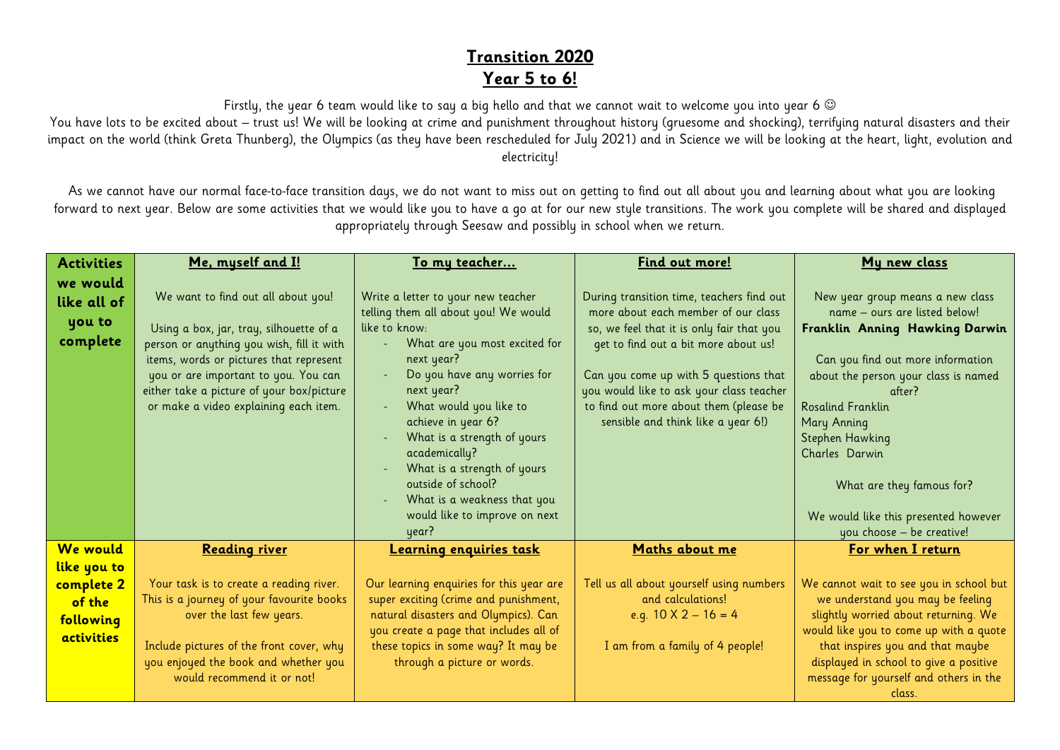# Transition 2020
# Year 5 to 6!

Firstly, the year 6 team would like to say a big hello and that we cannot wait to welcome you into year 6 ☺
You have lots to be excited about – trust us! We will be looking at crime and punishment throughout history (gruesome and shocking), terrifying natural disasters and their impact on the world (think Greta Thunberg), the Olympics (as they have been rescheduled for July 2021) and in Science we will be looking at the heart, light, evolution and electricity!

As we cannot have our normal face-to-face transition days, we do not want to miss out on getting to find out all about you and learning about what you are looking forward to next year. Below are some activities that we would like you to have a go at for our new style transitions. The work you complete will be shared and displayed appropriately through Seesaw and possibly in school when we return.

| | | | | |
|---|---|---|---|---|
| **Activities we would like all of you to complete** | **Me, myself and I!**<br><br>We want to find out all about you!<br><br>Using a box, jar, tray, silhouette of a person or anything you wish, fill it with items, words or pictures that represent you or are important to you. You can either take a picture of your box/picture or make a video explaining each item. | **To my teacher…**<br><br>Write a letter to your new teacher telling them all about you! We would like to know:<br>- What are you most excited for next year?<br>- Do you have any worries for next year?<br>- What would you like to achieve in year 6?<br>- What is a strength of yours academically?<br>- What is a strength of yours outside of school?<br>- What is a weakness that you would like to improve on next year? | **Find out more!**<br><br>During transition time, teachers find out more about each member of our class so, we feel that it is only fair that you get to find out a bit more about us!<br><br>Can you come up with 5 questions that you would like to ask your class teacher to find out more about them (please be sensible and think like a year 6!) | **My new class**<br><br>New year group means a new class name – ours are listed below!<br>**Franklin Anning Hawking Darwin**<br><br>Can you find out more information about the person your class is named after?<br>Rosalind Franklin<br>Mary Anning<br>Stephen Hawking<br>Charles Darwin<br><br>What are they famous for?<br><br>We would like this presented however you choose – be creative! |
| **We would like you to complete 2 of the following activities** | **Reading river**<br><br>Your task is to create a reading river. This is a journey of your favourite books over the last few years.<br><br>Include pictures of the front cover, why you enjoyed the book and whether you would recommend it or not! | **Learning enquiries task**<br><br>Our learning enquiries for this year are super exciting (crime and punishment, natural disasters and Olympics). Can you create a page that includes all of these topics in some way? It may be through a picture or words. | **Maths about me**<br><br>Tell us all about yourself using numbers and calculations!<br>e.g. $10 \times 2 - 16 = 4$<br><br>I am from a family of 4 people! | **For when I return**<br><br>We cannot wait to see you in school but we understand you may be feeling slightly worried about returning. We would like you to come up with a quote that inspires you and that maybe displayed in school to give a positive message for yourself and others in the class. |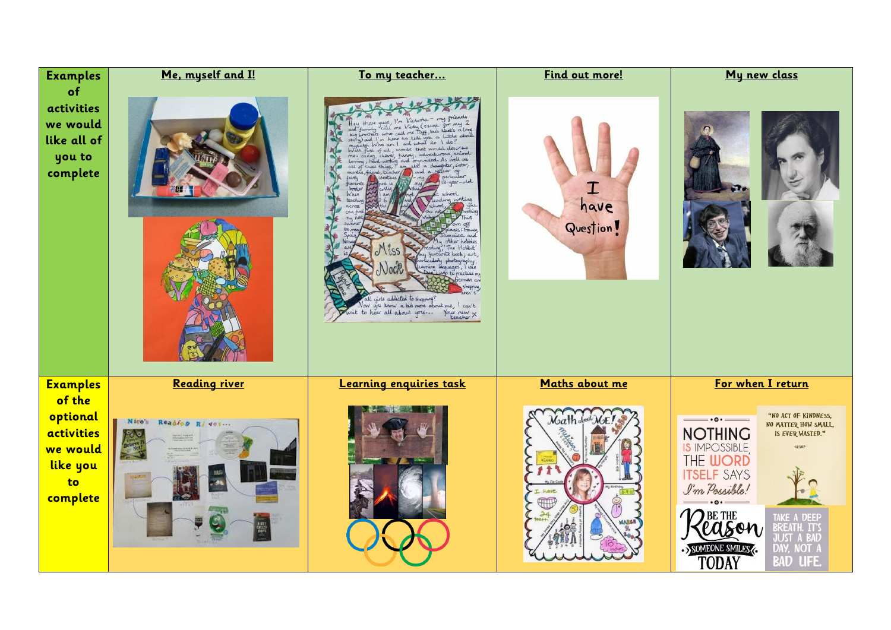| | | | | |
|---|---|---|---|---|
| **Examples of activities we would like all of you to complete** | **Me, myself and I!** | **To my teacher…** | **Find out more!** | **My new class** |
| **Examples of the optional activities we would like you to complete** | **Reading river** | **Learning enquiries task** | **Maths about me** | **For when I return** |